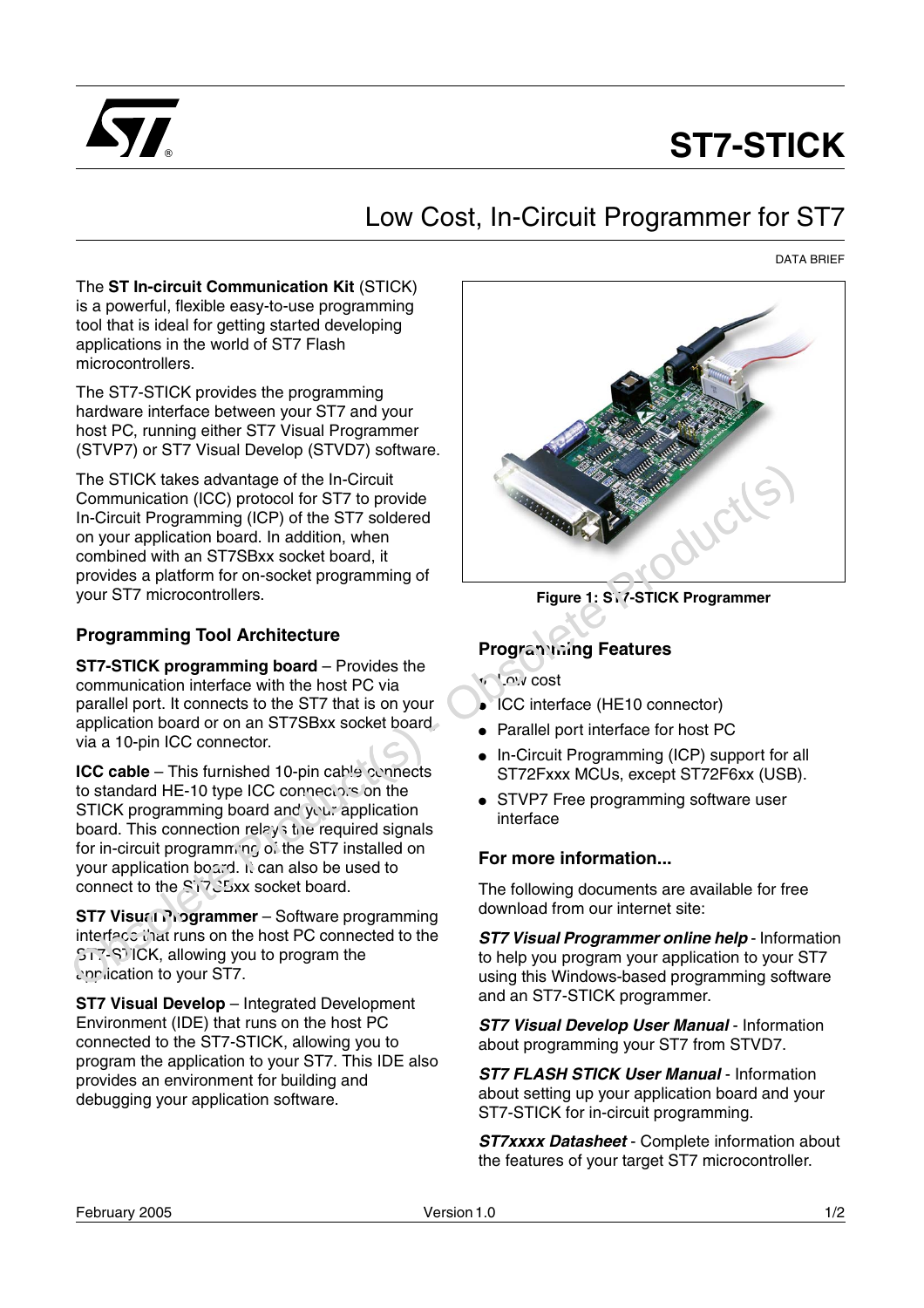# ST7-STICK

## Low Cost, In-Circuit Programmer for ST7

DATA BRIEF

The **ST In-circuit Communication Kit** (STICK) is a powerful, flexible easy-to-use programming tool that is ideal for getting started developing applications in the world of ST7 Flash microcontrollers.

The ST7-STICK provides the programming hardware interface between your ST7 and your host PC, running either ST7 Visual Programmer (STVP7) or ST7 Visual Develop (STVD7) software.

The STICK takes advantage of the In-Circuit Communication (ICC) protocol for ST7 to provide In-Circuit Programming (ICP) of the ST7 soldered on your application board. In addition, when combined with an ST7SBxx socket board, it provides a platform for on-socket programming of your ST7 microcontrollers.

### Programming Tool Architecture

**ST7-STICK programming board** – Provides the communication interface with the host PC via parallel port. It connects to the ST7 that is on your application board or on an ST7SBxx socket board via a 10-pin ICC connector.

**ICC cable** – This furnished 10-pin cable connects to standard HE-10 type ICC connectors on the STICK programming board and your application board. This connection relays the required signals for in-circuit programming of the ST7 installed on your application board. It can also be used to connect to the ST7SBxx socket board.

**ST7 Visual Programmer** – Software programming interface that runs on the host PC connected to the ST7-STICK, allowing you to program the application to your ST7.

**ST7 Visual Develop** – Integrated Development Environment (IDE) that runs on the host PC connected to the ST7-STICK, allowing you to program the application to your ST7. This IDE also provides an environment for building and debugging your application software.

Figure 1: ST7-STICK Programmer

### Programming Features

- Low cost
- ICC interface (HE10 connector)
- Parallel port interface for host PC
- In-Circuit Programming (ICP) support for all ST72Fxxx MCUs, except ST72F6xx (USB).
- STVP7 Free programming software user interface

### For more information...

The following documents are available for free download from our internet site:

***ST7 Visual Programmer online help*** - Information to help you program your application to your ST7 using this Windows-based programming software and an ST7-STICK programmer.

***ST7 Visual Develop User Manual*** - Information about programming your ST7 from STVD7.

***ST7 FLASH STICK User Manual*** - Information about setting up your application board and your ST7-STICK for in-circuit programming.

***ST7xxxx Datasheet*** - Complete information about the features of your target ST7 microcontroller.

February 2005 Version 1.0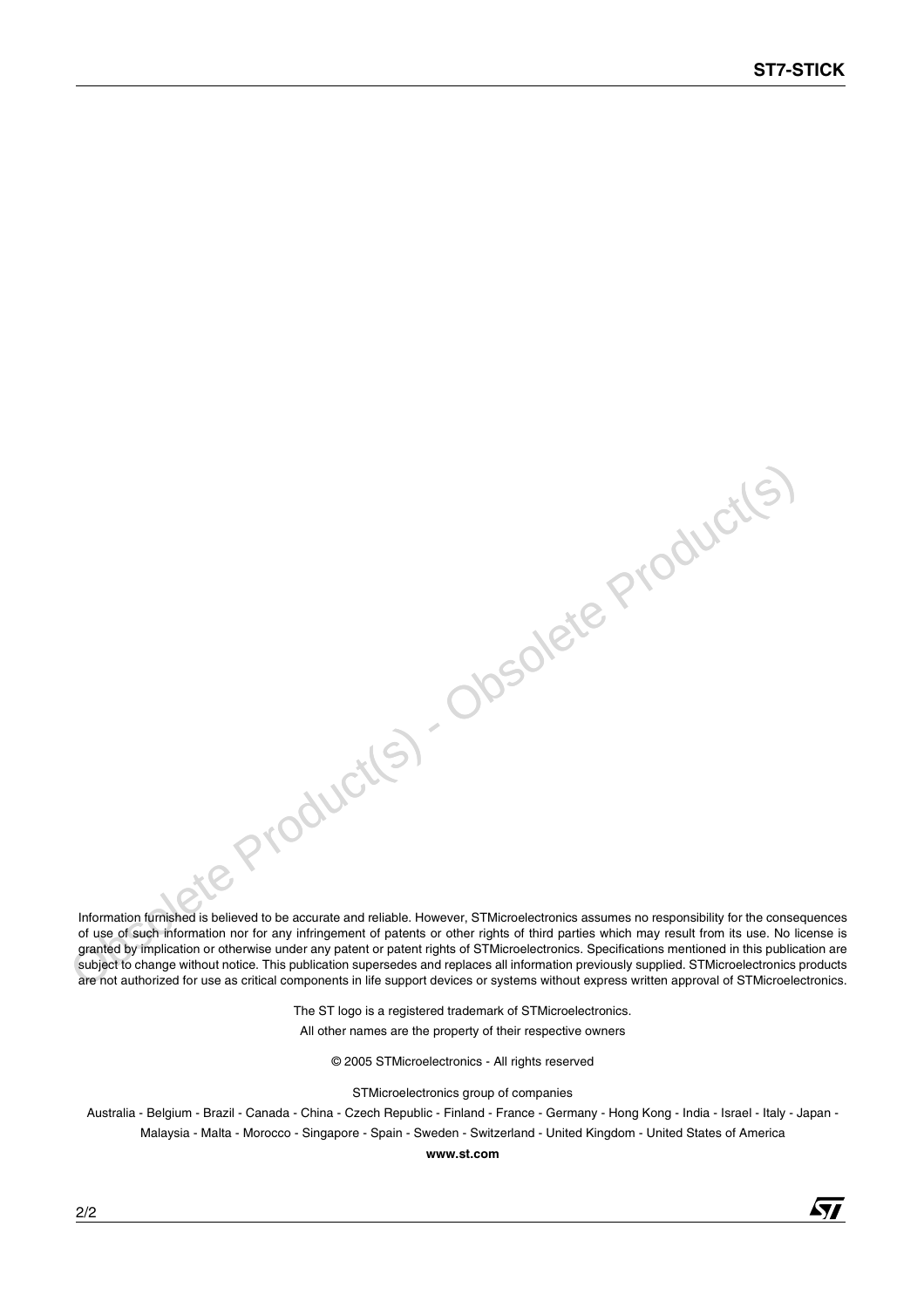Information furnished is believed to be accurate and reliable. However, STMicroelectronics assumes no responsibility for the consequences of use of such information nor for any infringement of patents or other rights of third parties which may result from its use. No license is granted by implication or otherwise under any patent or patent rights of STMicroelectronics. Specifications mentioned in this publication are subject to change without notice. This publication supersedes and replaces all information previously supplied. STMicroelectronics products are not authorized for use as critical components in life support devices or systems without express written approval of STMicroelectronics.

The ST logo is a registered trademark of STMicroelectronics.

All other names are the property of their respective owners

© 2005 STMicroelectronics - All rights reserved

STMicroelectronics group of companies

Australia - Belgium - Brazil - Canada - China - Czech Republic - Finland - France - Germany - Hong Kong - India - Israel - Italy - Japan - Malaysia - Malta - Morocco - Singapore - Spain - Sweden - Switzerland - United Kingdom - United States of America

**www.st.com**